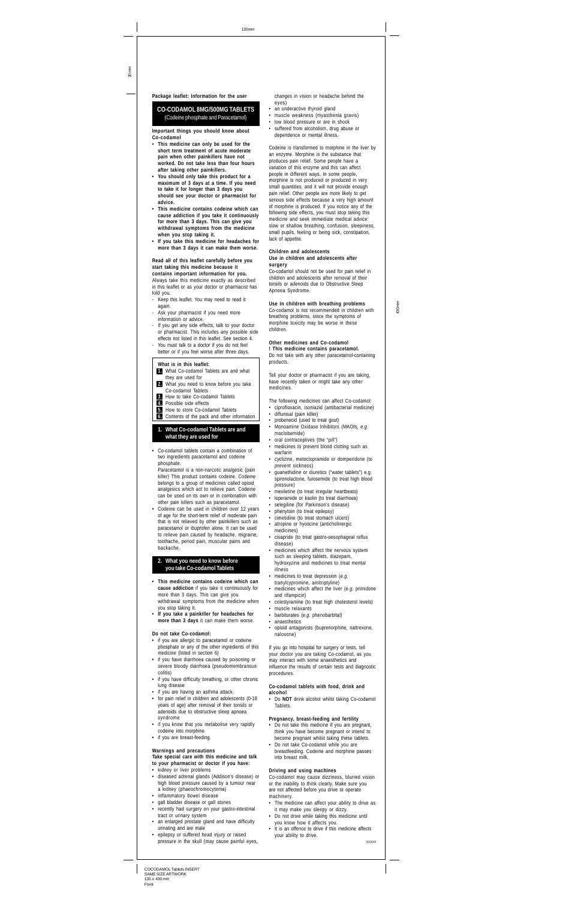Package leaflet: Information for the user

# CO-CODAMOL 8MG/500MG TABLETS

(Codeine phosphate and Paracetamol)

**Important things you should know about Co-codamol**

- **This medicine can only be used for the short term treatment of acute moderate pain when other painkillers have not worked. Do not take less than four hours after taking other painkillers.**
- **You should only take this product for a maximum of 3 days at a time. If you need to take it for longer than 3 days you should see your doctor or pharmacist for advice.**
- **This medicine contains codeine which can cause addiction if you take it continuously for more than 3 days. This can give you withdrawal symptoms from the medicine when you stop taking it.**
- **If you take this medicine for headaches for more than 3 days it can make them worse.**

**Read all of this leaflet carefully before you start taking this medicine because it contains important information for you.**
Always take this medicine exactly as described in this leaflet or as your doctor or pharmacist has told you.

- Keep this leaflet. You may need to read it again.
- Ask your pharmacist if you need more information or advice.
- If you get any side effects, talk to your doctor or pharmacist. This includes any possible side effects not listed in this leaflet. See section 4.
- You must talk to a doctor if you do not feel better or if you feel worse after three days.

**What is in this leaflet:**

1. What Co-codamol Tablets are and what they are used for
2. What you need to know before you take Co-codamol Tablets
3. How to take Co-codamol Tablets
4. Possible side effects
5. How to store Co-codamol Tablets
6. Contents of the pack and other information

## 1. What Co-codamol Tablets are and what they are used for

- Co-codamol tablets contain a combination of two ingredients paracetamol and codeine phosphate.
  Paracetamol is a non-narcotic analgesic (pain killer) This product contains codeine. Codeine belongs to a group of medicines called opioid analgesics which act to relieve pain. Codeine can be used on its own or in combination with other pain killers such as paracetamol.
- Codeine can be used in children over 12 years of age for the short-term relief of moderate pain that is not relieved by other painkillers such as paracetamol or ibuprofen alone. It can be used to relieve pain caused by headache, migraine, toothache, period pain, muscular pains and backache.

## 2. What you need to know before you take Co-codamol Tablets

- **This medicine contains codeine which can cause addiction** if you take it continuously for more than 3 days. This can give you withdrawal symptoms from the medicine when you stop taking it.
- **If you take a painkiller for headaches for more than 3 days** it can make them worse.

**Do not take Co-codamol:**

- if you are allergic to paracetamol or codeine phosphate or any of the other ingredients of this medicine (listed in section 6)
- if you have diarrhoea caused by poisoning or severe bloody diarrhoea (pseudomembranous colitis)
- if you have difficulty breathing, or other chronic lung disease
- if you are having an asthma attack.
- for pain relief in children and adolescents (0-18 years of age) after removal of their tonsils or adenoids due to obstructive sleep apnoea syndrome
- if you know that you metabolise very rapidly codeine into morphine
- if you are breast-feeding.

**Warnings and precautions**
**Take special care with this medicine and talk to your pharmacist or doctor if you have:**

- kidney or liver problems
- diseased adrenal glands (Addison's disease) or high blood pressure caused by a tumour near a kidney (phaeochromocytoma)
- inflammatory bowel disease
- gall bladder disease or gall stones
- recently had surgery on your gastro-intestinal tract or urinary system
- an enlarged prostate gland and have difficulty urinating and are male
- epilepsy or suffered head injury or raised pressure in the skull (may cause painful eyes, changes in vision or headache behind the eyes)
- an underactive thyroid gland
- muscle weakness (myasthenia gravis)
- low blood pressure or are in shock
- suffered from alcoholism, drug abuse or dependence or mental illness.

Codeine is transformed to morphine in the liver by an enzyme. Morphine is the substance that produces pain relief. Some people have a variation of this enzyme and this can affect people in different ways. In some people, morphine is not produced or produced in very small quantities, and it will not provide enough pain relief. Other people are more likely to get serious side effects because a very high amount of morphine is produced. If you notice any of the following side effects, you must stop taking this medicine and seek immediate medical advice: slow or shallow breathing, confusion, sleepiness, small pupils, feeling or being sick, constipation, lack of appetite.

**Children and adolescents**
**Use in children and adolescents after surgery**
Co-codamol should not be used for pain relief in children and adolescents after removal of their tonsils or adenoids due to Obstructive Sleep Apnoea Syndrome.

**Use in children with breathing problems**
Co-codamol is not recommended in children with breathing problems, since the symptoms of morphine toxicity may be worse in these children.

**Other medicines and Co-codamol**
**! This medicine contains paracetamol.**
Do not take with any other paracetamol-containing products.

Tell your doctor or pharmacist if you are taking, have recently taken or might take any other medicines.

The following medicines can affect Co-codamol:

- ciprofloxacin, isoniazid (antibacterial medicine)
- diflunisal (pain killer)
- probenecid (used to treat gout)
- Monoamine Oxidase Inhibitors (MAOIs, *e.g.* moclobemide)
- oral contraceptives (the "pill")
- medicines to prevent blood clotting such as warfarin
- cyclizine, metoclopramide or domperidone (to prevent sickness)
- guanethidine or diuretics ("water tablets") e.g. spironolactone, furosemide (to treat high blood pressure)
- mexiletine (to treat irregular heartbeats)
- loperamide or kaolin (to treat diarrhoea)
- selegiline (for Parkinson's disease)
- phenytoin (to treat epilepsy)
- cimetidine (to treat stomach ulcers)
- atropine or hyoscine (anticholinergic medicines)
- cisapride (to treat gastro-oesophageal reflux disease)
- medicines which affect the nervous system such as sleeping tablets, diazepam, hydroxyzine and medicines to treat mental illness
- medicines to treat depression (*e.g.* tranylcypromine, amitriptyline)
- medicines which affect the liver (*e.g.* primidone and rifampicin)
- colestyramine (to treat high cholesterol levels)
- muscle relaxants
- barbiturates (*e.g.* phenobarbital)
- anaesthetics
- opioid antagonists (buprenorphine, naltrexone, naloxone)

If you go into hospital for surgery or tests, tell your doctor you are taking Co-codamol, as you may interact with some anaesthetics and influence the results of certain tests and diagnostic procedures.

**Co-codamol tablets with food, drink and alcohol**

- Do **NOT** drink alcohol whilst taking Co-codamol Tablets.

**Pregnancy, breast-feeding and fertility**

- Do not take this medicine if you are pregnant, think you have become pregnant or intend to become pregnant whilst taking these tablets.
- Do not take Co-codamol while you are breastfeeding. Codeine and morphine passes into breast milk.

**Driving and using machines**
Co-codamol may cause dizziness, blurred vision or the inability to think clearly. Make sure you are not affected before you drive or operate machinery.

- The medicine can affect your ability to drive as it may make you sleepy or dizzy.
- Do not drive while taking this medicine until you know how it affects you.
- It is an offence to drive if this medicine affects your ability to drive.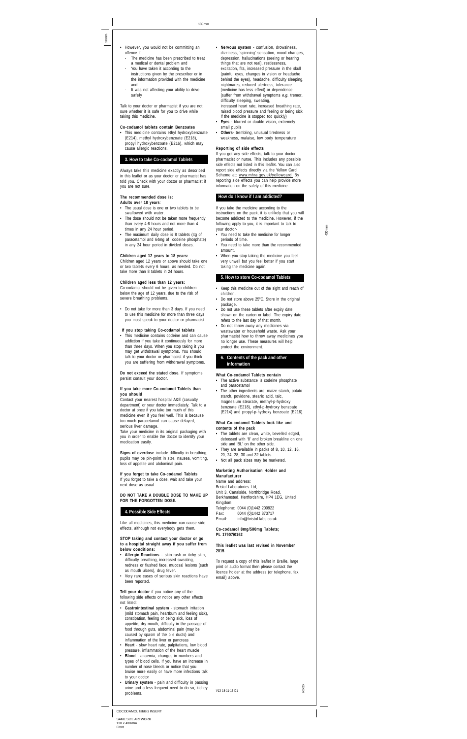- However, you would not be committing an offence if:
  - The medicine has been prescribed to treat a medical or dental problem and
  - You have taken it according to the instructions given by the prescriber or in the information provided with the medicine and
  - It was not affecting your ability to drive safely

Talk to your doctor or pharmacist if you are not sure whether it is safe for you to drive while taking this medicine.

**Co-codamol tablets contain Benzoates**

- This medicine contains ethyl hydroxybenzoate (E214), methyl hydroxybenzoate (E218), propyl hydroxybenzoate (E216), which may cause allergic reactions.

## 3. How to take Co-codamol Tablets

Always take this medicine exactly as described in this leaflet or as your doctor or pharmacist has told you. Check with your doctor or pharmacist if you are not sure.

**The recommended dose is:**
**Adults over 18 years**:

- The usual dose is one or two tablets to be swallowed with water.
- The dose should not be taken more frequently than every 4-6 hours and not more than 4 times in any 24 hour period.
- The maximum daily dose is 8 tablets (4g of paracetamol and 64mg of codeine phosphate) in any 24 hour period in divided doses.

**Children aged 12 years to 18 years:**
Children aged 12 years or above should take one or two tablets every 6 hours, as needed. Do not take more than 8 tablets in 24 hours.

**Children aged less than 12 years:**
Co-codamol should not be given to children below the age of 12 years, due to the risk of severe breathing problems.

- Do not take for more than 3 days. If you need to use this medicine for more than three days you must speak to your doctor or pharmacist.

**If you stop taking Co-codamol tablets**

- This medicine contains codeine and can cause addiction if you take it continuously for more than three days. When you stop taking it you may get withdrawal symptoms. You should talk to your doctor or pharmacist if you think you are suffering from withdrawal symptoms.

**Do not exceed the stated dose.** If symptoms persist consult your doctor.

**If you take more Co-codamol Tablets than you should**
Contact your nearest hospital A&E (casualty department) or your doctor immediately. Talk to a doctor at once if you take too much of this medicine even if you feel well. This is because too much paracetamol can cause delayed, serious liver damage.
Take your medicine in its original packaging with you in order to enable the doctor to identify your medication easily.

**Signs of overdose** include difficulty in breathing; pupils may be pin-point in size, nausea, vomiting, loss of appetite and abdominal pain.

**If you forget to take Co-codamol Tablets**
If you forget to take a dose, wait and take your next dose as usual.

**DO NOT TAKE A DOUBLE DOSE TO MAKE UP FOR THE FORGOTTEN DOSE.**

## 4. Possible Side Effects

Like all medicines, this medicine can cause side effects, although not everybody gets them.

**STOP taking and contact your doctor or go to a hospital straight away if you suffer from below conditions:**

- **Allergic Reactions** – skin rash or itchy skin, difficulty breathing, increased sweating, redness or flushed face, mucosal lesions (such as mouth ulcers), drug fever.
- Very rare cases of serious skin reactions have been reported.

**Tell your doctor** if you notice any of the following side effects or notice any other effects not listed:

- **Gastrointestinal system** - stomach irritation (mild stomach pain, heartburn and feeling sick), constipation, feeling or being sick, loss of appetite, dry mouth, difficulty in the passage of food through guts, abdominal pain (may be caused by spasm of the bile ducts) and inflammation of the liver or pancreas
- **Heart** - slow heart rate, palpitations, low blood pressure, inflammation of the heart muscle
- **Blood** - anaemia, changes in numbers and types of blood cells. If you have an increase in number of nose bleeds or notice that you bruise more easily or have more infections talk to your doctor
- **Urinary system** - pain and difficulty in passing urine and a less frequent need to do so, kidney problems.
- **Nervous system** - confusion, drowsiness, dizziness, 'spinning' sensation, mood changes, depression, hallucinations (seeing or hearing things that are not real), restlessness, excitation, fits, increased pressure in the skull (painful eyes, changes in vision or headache behind the eyes), headache, difficulty sleeping, nightmares, reduced alertness, tolerance (medicine has less effect) or dependence (suffer from withdrawal symptoms *e.g.* tremor, difficulty sleeping, sweating, increased heart rate, increased breathing rate, raised blood pressure and feeling or being sick if the medicine is stopped too quickly)
- **Eyes** - blurred or double vision, extremely small pupils
- **Others**- trembling, unusual tiredness or weakness, malaise, low body temperature

**Reporting of side effects**
If you get any side effects, talk to your doctor, pharmacist or nurse. This includes any possible side effects not listed in this leaflet. You can also report side effects directly via the Yellow Card Scheme at: www.mhra.gov.uk/yellowcard. By reporting side effects you can help provide more information on the safety of this medicine.

## How do I know if I am addicted?

If you take the medicine according to the instructions on the pack, it is unlikely that you will become addicted to the medicine. However, if the following apply to you, it is important to talk to your doctor-

- You need to take the medicine for longer periods of time.
- You need to take more than the recommended amount.
- When you stop taking the medicine you feel very unwell but you feel better if you start taking the medicine again.

## 5. How to store Co-codamol Tablets

- Keep this medicine out of the sight and reach of children.
- Do not store above 25ºC. Store in the original package.
- Do not use these tablets after expiry date shown on the carton or label. The expiry date refers to the last day of that month.
- Do not throw away any medicines via wastewater or household waste. Ask your pharmacist how to throw away medicines you no longer use. These measures will help protect the environment.

## 6. Contents of the pack and other information

**What Co-codamol Tablets contain**

- The active substance is codeine phosphate and paracetamol
- The other ingredients are: maize starch, potato starch, povidone, stearic acid, talc, magnesium stearate, methyl-p-hydroxy benzoate (E218), ethyl-p-hydroxy benzoate (E214) and propyl-p-hydroxy benzoate (E216).

**What Co-codamol Tablets look like and contents of the pack**

- The tablets are clean, white, bevelled edged, debossed with '8' and broken breakline on one side and 'BL' on the other side.
- They are available in packs of 8, 10, 12, 16, 20, 24, 28, 30 and 32 tablets.
- Not all pack sizes may be marketed.

**Marketing Authorisation Holder and Manufacturer**
Name and address:
Bristol Laboratories Ltd,
Unit 3, Canalside, Northbridge Road,
Berkhamsted, Hertfordshire, HP4 1EG, United Kingdom
Telephone: 0044 (0)1442 200922
Fax: 0044 (0)1442 873717
Email: info@bristol-labs.co.uk

**Co-codamol 8mg/500mg Tablets; PL 17907/0162**

**This leaflet was last revised in November 2015**

To request a copy of this leaflet in Braille, large print or audio format then please contact the licence holder at the address (or telephone, fax, email) above.

V13 18-11-15 D1